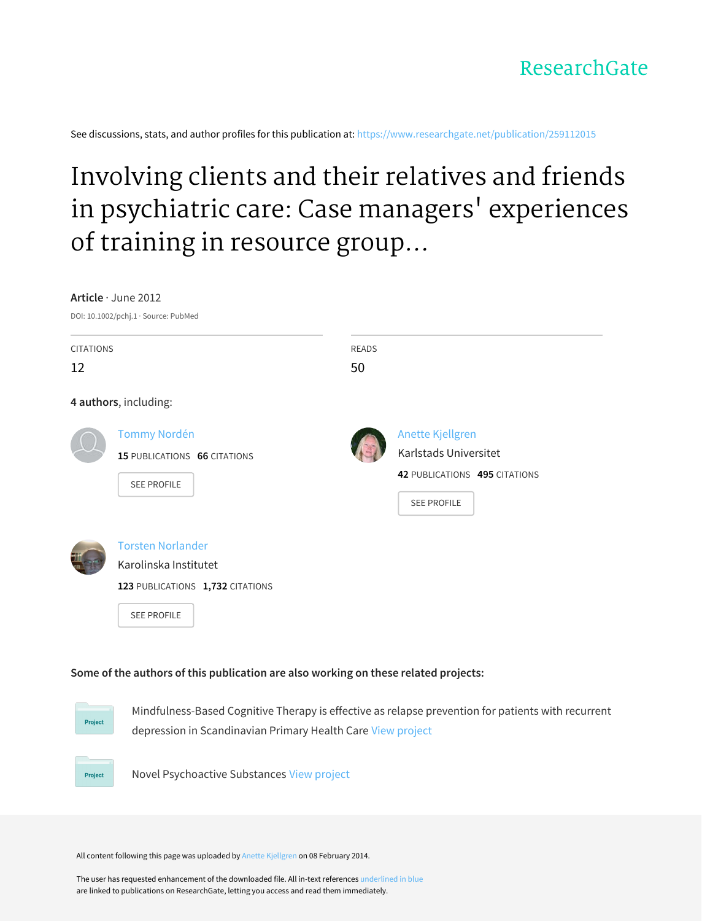ResearchGate

See discussions, stats, and author profiles for this publication at: https://www.researchgate.net/publication/259112015

# Involving clients and their relatives and friends in psychiatric care: Case managers' experiences of training in resource group...

**Article** · June 2012

DOI: 10.1002/pchj.1 · Source: PubMed

| CITATIONS | READS |
|---|---|
| 12 | 50 |

**4 authors**, including:

Tommy Nordén
**15** PUBLICATIONS **66** CITATIONS
SEE PROFILE

Anette Kjellgren
Karlstads Universitet
**42** PUBLICATIONS **495** CITATIONS
SEE PROFILE

Torsten Norlander
Karolinska Institutet
**123** PUBLICATIONS **1,732** CITATIONS
SEE PROFILE

**Some of the authors of this publication are also working on these related projects:**

Project: Mindfulness-Based Cognitive Therapy is effective as relapse prevention for patients with recurrent depression in Scandinavian Primary Health Care View project

Project: Novel Psychoactive Substances View project

All content following this page was uploaded by Anette Kjellgren on 08 February 2014.

The user has requested enhancement of the downloaded file. All in-text references underlined in blue are linked to publications on ResearchGate, letting you access and read them immediately.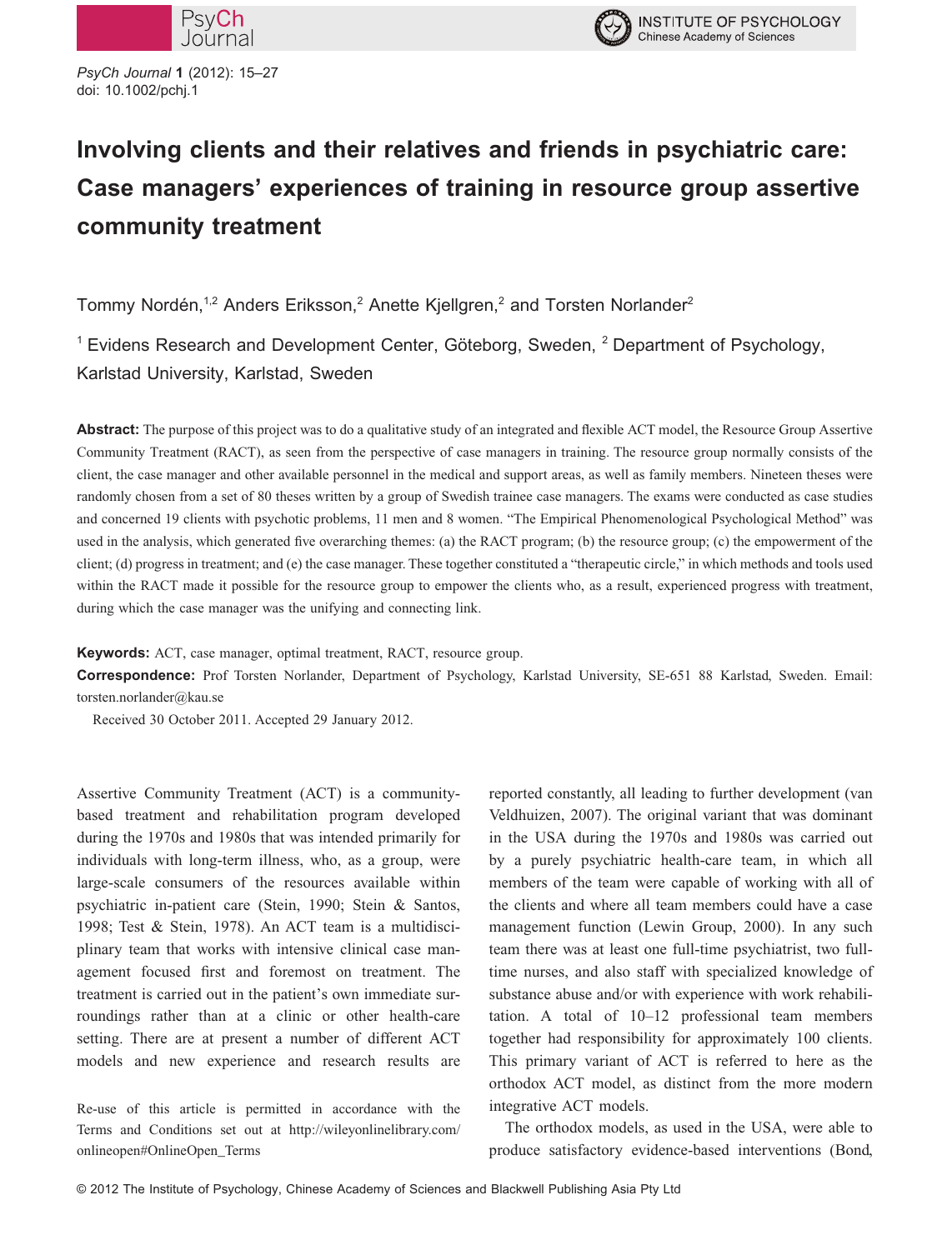# Involving clients and their relatives and friends in psychiatric care: Case managers' experiences of training in resource group assertive community treatment

Tommy Nordén,[1,2] Anders Eriksson,[2] Anette Kjellgren,[2] and Torsten Norlander[2]

[1] Evidens Research and Development Center, Göteborg, Sweden, [2] Department of Psychology, Karlstad University, Karlstad, Sweden

**Abstract:** The purpose of this project was to do a qualitative study of an integrated and flexible ACT model, the Resource Group Assertive Community Treatment (RACT), as seen from the perspective of case managers in training. The resource group normally consists of the client, the case manager and other available personnel in the medical and support areas, as well as family members. Nineteen theses were randomly chosen from a set of 80 theses written by a group of Swedish trainee case managers. The exams were conducted as case studies and concerned 19 clients with psychotic problems, 11 men and 8 women. "The Empirical Phenomenological Psychological Method" was used in the analysis, which generated five overarching themes: (a) the RACT program; (b) the resource group; (c) the empowerment of the client; (d) progress in treatment; and (e) the case manager. These together constituted a "therapeutic circle," in which methods and tools used within the RACT made it possible for the resource group to empower the clients who, as a result, experienced progress with treatment, during which the case manager was the unifying and connecting link.

**Keywords:** ACT, case manager, optimal treatment, RACT, resource group.

**Correspondence:** Prof Torsten Norlander, Department of Psychology, Karlstad University, SE-651 88 Karlstad, Sweden. Email: torsten.norlander@kau.se

Received 30 October 2011. Accepted 29 January 2012.

Assertive Community Treatment (ACT) is a community-based treatment and rehabilitation program developed during the 1970s and 1980s that was intended primarily for individuals with long-term illness, who, as a group, were large-scale consumers of the resources available within psychiatric in-patient care (Stein, 1990; Stein & Santos, 1998; Test & Stein, 1978). An ACT team is a multidisciplinary team that works with intensive clinical case management focused first and foremost on treatment. The treatment is carried out in the patient's own immediate surroundings rather than at a clinic or other health-care setting. There are at present a number of different ACT models and new experience and research results are reported constantly, all leading to further development (van Veldhuizen, 2007). The original variant that was dominant in the USA during the 1970s and 1980s was carried out by a purely psychiatric health-care team, in which all members of the team were capable of working with all of the clients and where all team members could have a case management function (Lewin Group, 2000). In any such team there was at least one full-time psychiatrist, two full-time nurses, and also staff with specialized knowledge of substance abuse and/or with experience with work rehabilitation. A total of 10–12 professional team members together had responsibility for approximately 100 clients. This primary variant of ACT is referred to here as the orthodox ACT model, as distinct from the more modern integrative ACT models.

The orthodox models, as used in the USA, were able to produce satisfactory evidence-based interventions (Bond,

Re-use of this article is permitted in accordance with the Terms and Conditions set out at http://wileyonlinelibrary.com/onlineopen#OnlineOpen_Terms

© 2012 The Institute of Psychology, Chinese Academy of Sciences and Blackwell Publishing Asia Pty Ltd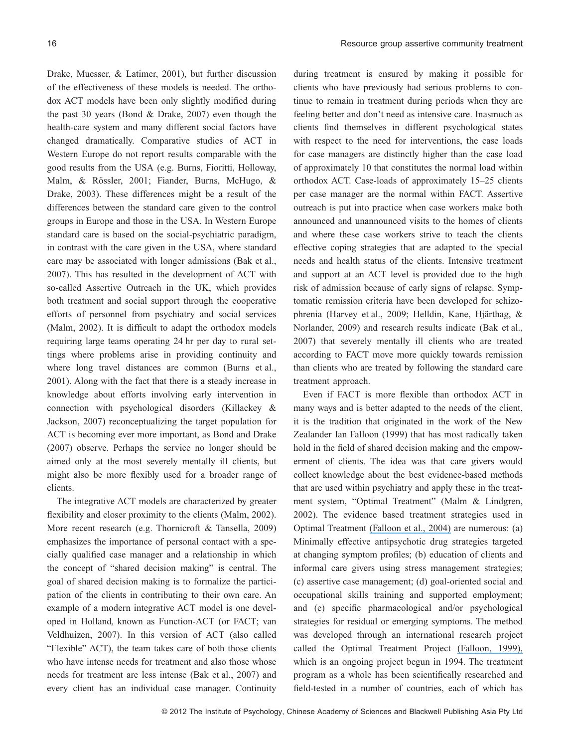Drake, Muesser, & Latimer, 2001), but further discussion of the effectiveness of these models is needed. The orthodox ACT models have been only slightly modified during the past 30 years (Bond & Drake, 2007) even though the health-care system and many different social factors have changed dramatically. Comparative studies of ACT in Western Europe do not report results comparable with the good results from the USA (e.g. Burns, Fioritti, Holloway, Malm, & Rössler, 2001; Fiander, Burns, McHugo, & Drake, 2003). These differences might be a result of the differences between the standard care given to the control groups in Europe and those in the USA. In Western Europe standard care is based on the social-psychiatric paradigm, in contrast with the care given in the USA, where standard care may be associated with longer admissions (Bak et al., 2007). This has resulted in the development of ACT with so-called Assertive Outreach in the UK, which provides both treatment and social support through the cooperative efforts of personnel from psychiatry and social services (Malm, 2002). It is difficult to adapt the orthodox models requiring large teams operating 24 hr per day to rural settings where problems arise in providing continuity and where long travel distances are common (Burns et al., 2001). Along with the fact that there is a steady increase in knowledge about efforts involving early intervention in connection with psychological disorders (Killackey & Jackson, 2007) reconceptualizing the target population for ACT is becoming ever more important, as Bond and Drake (2007) observe. Perhaps the service no longer should be aimed only at the most severely mentally ill clients, but might also be more flexibly used for a broader range of clients.

The integrative ACT models are characterized by greater flexibility and closer proximity to the clients (Malm, 2002). More recent research (e.g. Thornicroft & Tansella, 2009) emphasizes the importance of personal contact with a specially qualified case manager and a relationship in which the concept of "shared decision making" is central. The goal of shared decision making is to formalize the participation of the clients in contributing to their own care. An example of a modern integrative ACT model is one developed in Holland, known as Function-ACT (or FACT; van Veldhuizen, 2007). In this version of ACT (also called "Flexible" ACT), the team takes care of both those clients who have intense needs for treatment and also those whose needs for treatment are less intense (Bak et al., 2007) and every client has an individual case manager. Continuity during treatment is ensured by making it possible for clients who have previously had serious problems to continue to remain in treatment during periods when they are feeling better and don't need as intensive care. Inasmuch as clients find themselves in different psychological states with respect to the need for interventions, the case loads for case managers are distinctly higher than the case load of approximately 10 that constitutes the normal load within orthodox ACT. Case-loads of approximately 15–25 clients per case manager are the normal within FACT. Assertive outreach is put into practice when case workers make both announced and unannounced visits to the homes of clients and where these case workers strive to teach the clients effective coping strategies that are adapted to the special needs and health status of the clients. Intensive treatment and support at an ACT level is provided due to the high risk of admission because of early signs of relapse. Symptomatic remission criteria have been developed for schizophrenia (Harvey et al., 2009; Helldin, Kane, Hjärthag, & Norlander, 2009) and research results indicate (Bak et al., 2007) that severely mentally ill clients who are treated according to FACT move more quickly towards remission than clients who are treated by following the standard care treatment approach.

Even if FACT is more flexible than orthodox ACT in many ways and is better adapted to the needs of the client, it is the tradition that originated in the work of the New Zealander Ian Falloon (1999) that has most radically taken hold in the field of shared decision making and the empowerment of clients. The idea was that care givers would collect knowledge about the best evidence-based methods that are used within psychiatry and apply these in the treatment system, "Optimal Treatment" (Malm & Lindgren, 2002). The evidence based treatment strategies used in Optimal Treatment (Falloon et al., 2004) are numerous: (a) Minimally effective antipsychotic drug strategies targeted at changing symptom profiles; (b) education of clients and informal care givers using stress management strategies; (c) assertive case management; (d) goal-oriented social and occupational skills training and supported employment; and (e) specific pharmacological and/or psychological strategies for residual or emerging symptoms. The method was developed through an international research project called the Optimal Treatment Project (Falloon, 1999), which is an ongoing project begun in 1994. The treatment program as a whole has been scientifically researched and field-tested in a number of countries, each of which has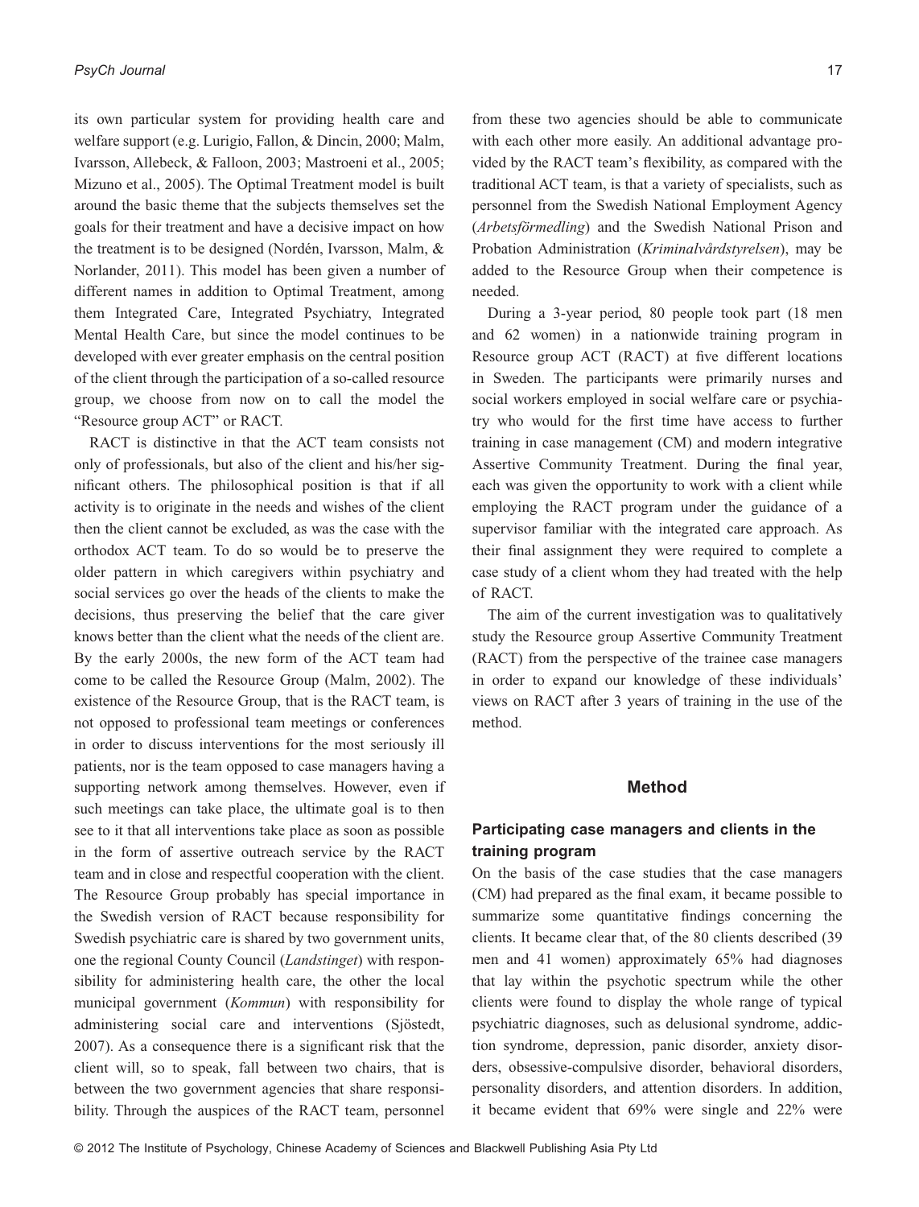its own particular system for providing health care and welfare support (e.g. Lurigio, Fallon, & Dincin, 2000; Malm, Ivarsson, Allebeck, & Falloon, 2003; Mastroeni et al., 2005; Mizuno et al., 2005). The Optimal Treatment model is built around the basic theme that the subjects themselves set the goals for their treatment and have a decisive impact on how the treatment is to be designed (Nordén, Ivarsson, Malm, & Norlander, 2011). This model has been given a number of different names in addition to Optimal Treatment, among them Integrated Care, Integrated Psychiatry, Integrated Mental Health Care, but since the model continues to be developed with ever greater emphasis on the central position of the client through the participation of a so-called resource group, we choose from now on to call the model the "Resource group ACT" or RACT.

RACT is distinctive in that the ACT team consists not only of professionals, but also of the client and his/her significant others. The philosophical position is that if all activity is to originate in the needs and wishes of the client then the client cannot be excluded, as was the case with the orthodox ACT team. To do so would be to preserve the older pattern in which caregivers within psychiatry and social services go over the heads of the clients to make the decisions, thus preserving the belief that the care giver knows better than the client what the needs of the client are. By the early 2000s, the new form of the ACT team had come to be called the Resource Group (Malm, 2002). The existence of the Resource Group, that is the RACT team, is not opposed to professional team meetings or conferences in order to discuss interventions for the most seriously ill patients, nor is the team opposed to case managers having a supporting network among themselves. However, even if such meetings can take place, the ultimate goal is to then see to it that all interventions take place as soon as possible in the form of assertive outreach service by the RACT team and in close and respectful cooperation with the client. The Resource Group probably has special importance in the Swedish version of RACT because responsibility for Swedish psychiatric care is shared by two government units, one the regional County Council (*Landstinget*) with responsibility for administering health care, the other the local municipal government (*Kommun*) with responsibility for administering social care and interventions (Sjöstedt, 2007). As a consequence there is a significant risk that the client will, so to speak, fall between two chairs, that is between the two government agencies that share responsibility. Through the auspices of the RACT team, personnel from these two agencies should be able to communicate with each other more easily. An additional advantage provided by the RACT team's flexibility, as compared with the traditional ACT team, is that a variety of specialists, such as personnel from the Swedish National Employment Agency (*Arbetsförmedling*) and the Swedish National Prison and Probation Administration (*Kriminalvårdstyrelsen*), may be added to the Resource Group when their competence is needed.

During a 3-year period, 80 people took part (18 men and 62 women) in a nationwide training program in Resource group ACT (RACT) at five different locations in Sweden. The participants were primarily nurses and social workers employed in social welfare care or psychiatry who would for the first time have access to further training in case management (CM) and modern integrative Assertive Community Treatment. During the final year, each was given the opportunity to work with a client while employing the RACT program under the guidance of a supervisor familiar with the integrated care approach. As their final assignment they were required to complete a case study of a client whom they had treated with the help of RACT.

The aim of the current investigation was to qualitatively study the Resource group Assertive Community Treatment (RACT) from the perspective of the trainee case managers in order to expand our knowledge of these individuals' views on RACT after 3 years of training in the use of the method.

## Method

### Participating case managers and clients in the training program

On the basis of the case studies that the case managers (CM) had prepared as the final exam, it became possible to summarize some quantitative findings concerning the clients. It became clear that, of the 80 clients described (39 men and 41 women) approximately 65% had diagnoses that lay within the psychotic spectrum while the other clients were found to display the whole range of typical psychiatric diagnoses, such as delusional syndrome, addiction syndrome, depression, panic disorder, anxiety disorders, obsessive-compulsive disorder, behavioral disorders, personality disorders, and attention disorders. In addition, it became evident that 69% were single and 22% were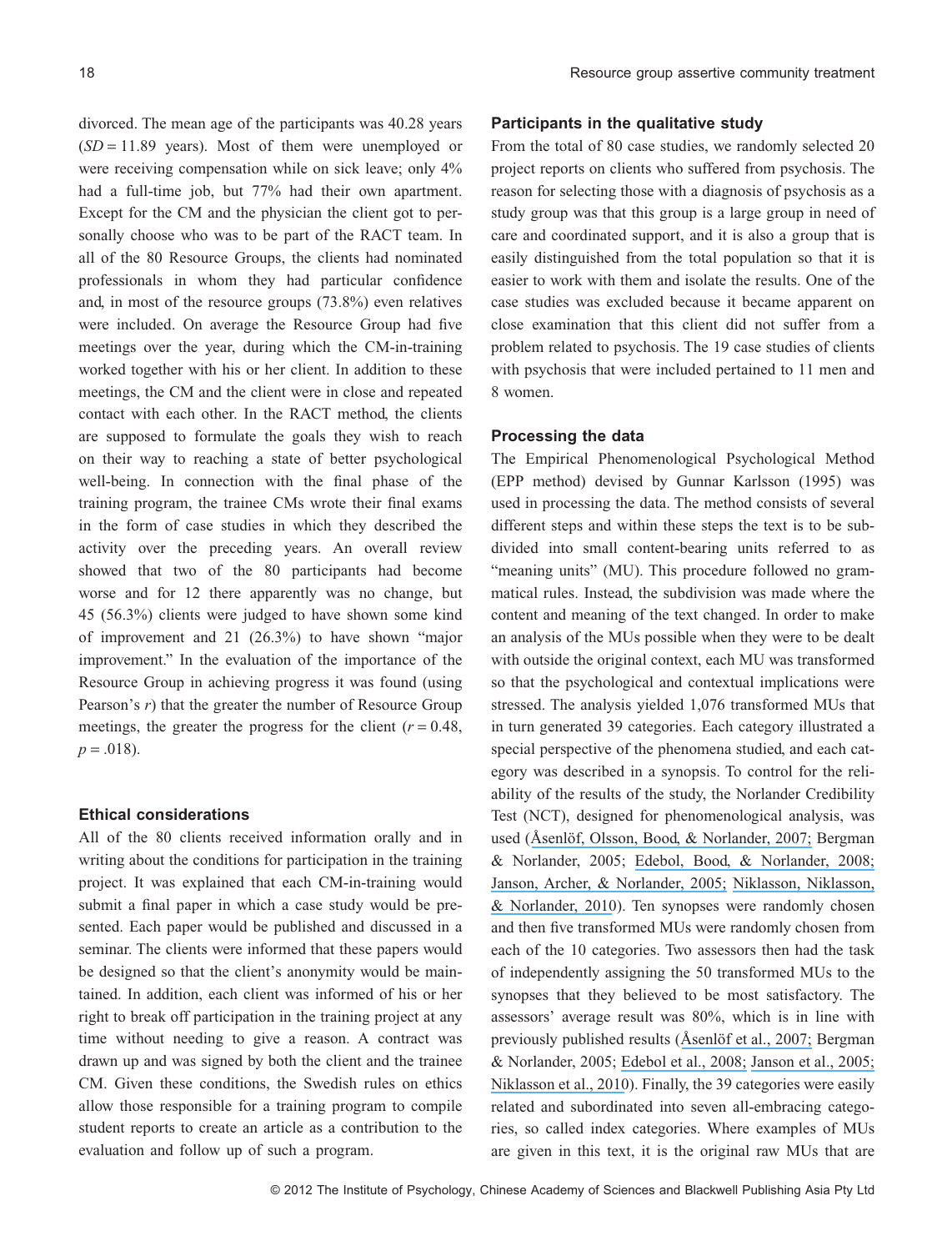divorced. The mean age of the participants was 40.28 years ($SD = 11.89$ years). Most of them were unemployed or were receiving compensation while on sick leave; only 4% had a full-time job, but 77% had their own apartment. Except for the CM and the physician the client got to personally choose who was to be part of the RACT team. In all of the 80 Resource Groups, the clients had nominated professionals in whom they had particular confidence and, in most of the resource groups (73.8%) even relatives were included. On average the Resource Group had five meetings over the year, during which the CM-in-training worked together with his or her client. In addition to these meetings, the CM and the client were in close and repeated contact with each other. In the RACT method, the clients are supposed to formulate the goals they wish to reach on their way to reaching a state of better psychological well-being. In connection with the final phase of the training program, the trainee CMs wrote their final exams in the form of case studies in which they described the activity over the preceding years. An overall review showed that two of the 80 participants had become worse and for 12 there apparently was no change, but 45 (56.3%) clients were judged to have shown some kind of improvement and 21 (26.3%) to have shown "major improvement." In the evaluation of the importance of the Resource Group in achieving progress it was found (using Pearson's $r$) that the greater the number of Resource Group meetings, the greater the progress for the client ($r = 0.48$, $p = .018$).

## Ethical considerations

All of the 80 clients received information orally and in writing about the conditions for participation in the training project. It was explained that each CM-in-training would submit a final paper in which a case study would be presented. Each paper would be published and discussed in a seminar. The clients were informed that these papers would be designed so that the client's anonymity would be maintained. In addition, each client was informed of his or her right to break off participation in the training project at any time without needing to give a reason. A contract was drawn up and was signed by both the client and the trainee CM. Given these conditions, the Swedish rules on ethics allow those responsible for a training program to compile student reports to create an article as a contribution to the evaluation and follow up of such a program.

## Participants in the qualitative study

From the total of 80 case studies, we randomly selected 20 project reports on clients who suffered from psychosis. The reason for selecting those with a diagnosis of psychosis as a study group was that this group is a large group in need of care and coordinated support, and it is also a group that is easily distinguished from the total population so that it is easier to work with them and isolate the results. One of the case studies was excluded because it became apparent on close examination that this client did not suffer from a problem related to psychosis. The 19 case studies of clients with psychosis that were included pertained to 11 men and 8 women.

## Processing the data

The Empirical Phenomenological Psychological Method (EPP method) devised by Gunnar Karlsson (1995) was used in processing the data. The method consists of several different steps and within these steps the text is to be subdivided into small content-bearing units referred to as "meaning units" (MU). This procedure followed no grammatical rules. Instead, the subdivision was made where the content and meaning of the text changed. In order to make an analysis of the MUs possible when they were to be dealt with outside the original context, each MU was transformed so that the psychological and contextual implications were stressed. The analysis yielded 1,076 transformed MUs that in turn generated 39 categories. Each category illustrated a special perspective of the phenomena studied, and each category was described in a synopsis. To control for the reliability of the results of the study, the Norlander Credibility Test (NCT), designed for phenomenological analysis, was used (Åsenlöf, Olsson, Bood, & Norlander, 2007; Bergman & Norlander, 2005; Edebol, Bood, & Norlander, 2008; Janson, Archer, & Norlander, 2005; Niklasson, Niklasson, & Norlander, 2010). Ten synopses were randomly chosen and then five transformed MUs were randomly chosen from each of the 10 categories. Two assessors then had the task of independently assigning the 50 transformed MUs to the synopses that they believed to be most satisfactory. The assessors' average result was 80%, which is in line with previously published results (Åsenlöf et al., 2007; Bergman & Norlander, 2005; Edebol et al., 2008; Janson et al., 2005; Niklasson et al., 2010). Finally, the 39 categories were easily related and subordinated into seven all-embracing categories, so called index categories. Where examples of MUs are given in this text, it is the original raw MUs that are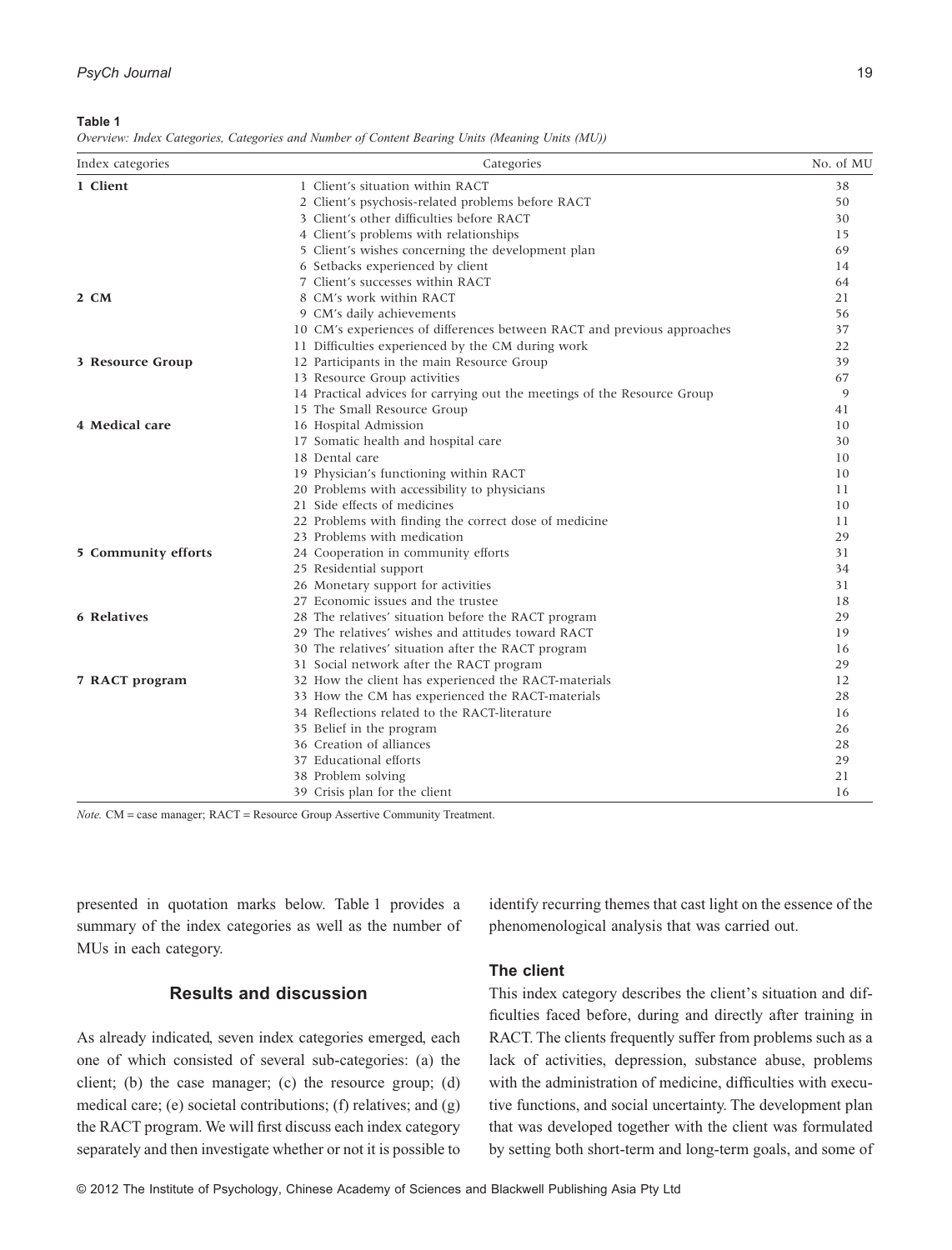**Table 1**

*Overview: Index Categories, Categories and Number of Content Bearing Units (Meaning Units (MU))*

| Index categories | Categories | No. of MU |
|---|---|---|
| **1 Client** | 1 Client's situation within RACT | 38 |
| | 2 Client's psychosis-related problems before RACT | 50 |
| | 3 Client's other difficulties before RACT | 30 |
| | 4 Client's problems with relationships | 15 |
| | 5 Client's wishes concerning the development plan | 69 |
| | 6 Setbacks experienced by client | 14 |
| | 7 Client's successes within RACT | 64 |
| **2 CM** | 8 CM's work within RACT | 21 |
| | 9 CM's daily achievements | 56 |
| | 10 CM's experiences of differences between RACT and previous approaches | 37 |
| | 11 Difficulties experienced by the CM during work | 22 |
| **3 Resource Group** | 12 Participants in the main Resource Group | 39 |
| | 13 Resource Group activities | 67 |
| | 14 Practical advices for carrying out the meetings of the Resource Group | 9 |
| | 15 The Small Resource Group | 41 |
| **4 Medical care** | 16 Hospital Admission | 10 |
| | 17 Somatic health and hospital care | 30 |
| | 18 Dental care | 10 |
| | 19 Physician's functioning within RACT | 10 |
| | 20 Problems with accessibility to physicians | 11 |
| | 21 Side effects of medicines | 10 |
| | 22 Problems with finding the correct dose of medicine | 11 |
| | 23 Problems with medication | 29 |
| **5 Community efforts** | 24 Cooperation in community efforts | 31 |
| | 25 Residential support | 34 |
| | 26 Monetary support for activities | 31 |
| | 27 Economic issues and the trustee | 18 |
| **6 Relatives** | 28 The relatives' situation before the RACT program | 29 |
| | 29 The relatives' wishes and attitudes toward RACT | 19 |
| | 30 The relatives' situation after the RACT program | 16 |
| | 31 Social network after the RACT program | 29 |
| **7 RACT program** | 32 How the client has experienced the RACT-materials | 12 |
| | 33 How the CM has experienced the RACT-materials | 28 |
| | 34 Reflections related to the RACT-literature | 16 |
| | 35 Belief in the program | 26 |
| | 36 Creation of alliances | 28 |
| | 37 Educational efforts | 29 |
| | 38 Problem solving | 21 |
| | 39 Crisis plan for the client | 16 |

*Note.* CM = case manager; RACT = Resource Group Assertive Community Treatment.

presented in quotation marks below. Table 1 provides a summary of the index categories as well as the number of MUs in each category.

## Results and discussion

As already indicated, seven index categories emerged, each one of which consisted of several sub-categories: (a) the client; (b) the case manager; (c) the resource group; (d) medical care; (e) societal contributions; (f) relatives; and (g) the RACT program. We will first discuss each index category separately and then investigate whether or not it is possible to identify recurring themes that cast light on the essence of the phenomenological analysis that was carried out.

### The client

This index category describes the client's situation and difficulties faced before, during and directly after training in RACT. The clients frequently suffer from problems such as a lack of activities, depression, substance abuse, problems with the administration of medicine, difficulties with executive functions, and social uncertainty. The development plan that was developed together with the client was formulated by setting both short-term and long-term goals, and some of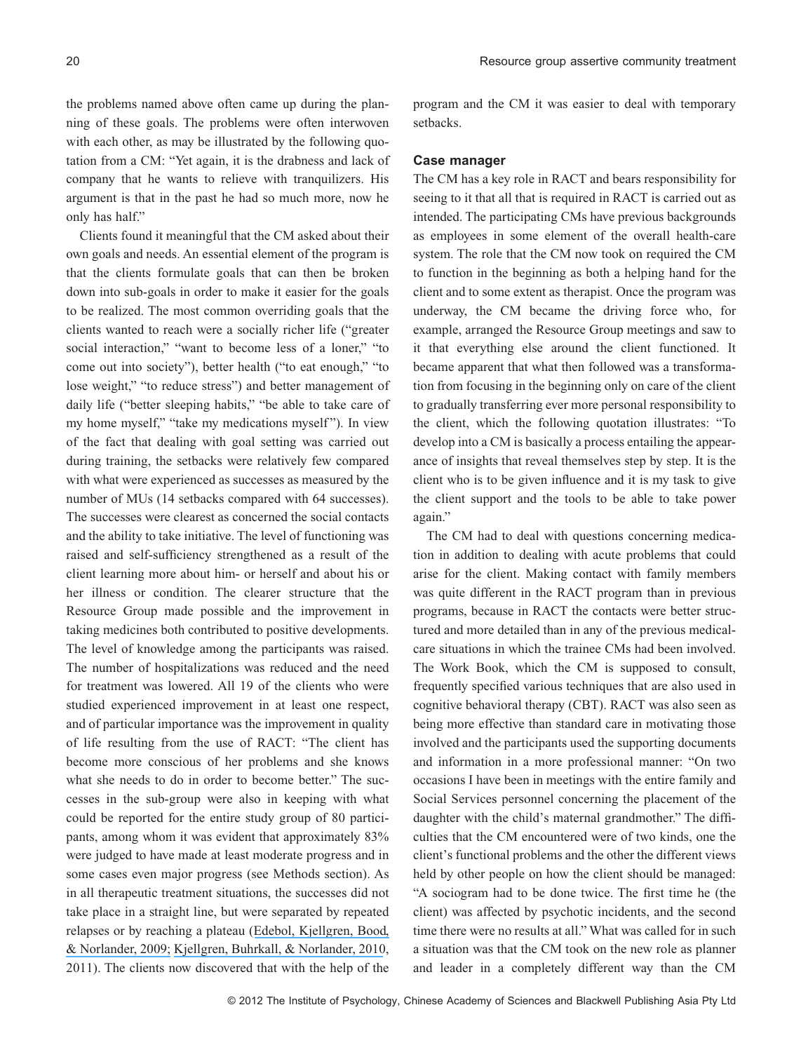the problems named above often came up during the planning of these goals. The problems were often interwoven with each other, as may be illustrated by the following quotation from a CM: "Yet again, it is the drabness and lack of company that he wants to relieve with tranquilizers. His argument is that in the past he had so much more, now he only has half."

Clients found it meaningful that the CM asked about their own goals and needs. An essential element of the program is that the clients formulate goals that can then be broken down into sub-goals in order to make it easier for the goals to be realized. The most common overriding goals that the clients wanted to reach were a socially richer life ("greater social interaction," "want to become less of a loner," "to come out into society"), better health ("to eat enough," "to lose weight," "to reduce stress") and better management of daily life ("better sleeping habits," "be able to take care of my home myself," "take my medications myself"). In view of the fact that dealing with goal setting was carried out during training, the setbacks were relatively few compared with what were experienced as successes as measured by the number of MUs (14 setbacks compared with 64 successes). The successes were clearest as concerned the social contacts and the ability to take initiative. The level of functioning was raised and self-sufficiency strengthened as a result of the client learning more about him- or herself and about his or her illness or condition. The clearer structure that the Resource Group made possible and the improvement in taking medicines both contributed to positive developments. The level of knowledge among the participants was raised. The number of hospitalizations was reduced and the need for treatment was lowered. All 19 of the clients who were studied experienced improvement in at least one respect, and of particular importance was the improvement in quality of life resulting from the use of RACT: "The client has become more conscious of her problems and she knows what she needs to do in order to become better." The successes in the sub-group were also in keeping with what could be reported for the entire study group of 80 participants, among whom it was evident that approximately 83% were judged to have made at least moderate progress and in some cases even major progress (see Methods section). As in all therapeutic treatment situations, the successes did not take place in a straight line, but were separated by repeated relapses or by reaching a plateau (Edebol, Kjellgren, Bood, & Norlander, 2009; Kjellgren, Buhrkall, & Norlander, 2010, 2011). The clients now discovered that with the help of the program and the CM it was easier to deal with temporary setbacks.

### Case manager

The CM has a key role in RACT and bears responsibility for seeing to it that all that is required in RACT is carried out as intended. The participating CMs have previous backgrounds as employees in some element of the overall health-care system. The role that the CM now took on required the CM to function in the beginning as both a helping hand for the client and to some extent as therapist. Once the program was underway, the CM became the driving force who, for example, arranged the Resource Group meetings and saw to it that everything else around the client functioned. It became apparent that what then followed was a transformation from focusing in the beginning only on care of the client to gradually transferring ever more personal responsibility to the client, which the following quotation illustrates: "To develop into a CM is basically a process entailing the appearance of insights that reveal themselves step by step. It is the client who is to be given influence and it is my task to give the client support and the tools to be able to take power again."

The CM had to deal with questions concerning medication in addition to dealing with acute problems that could arise for the client. Making contact with family members was quite different in the RACT program than in previous programs, because in RACT the contacts were better structured and more detailed than in any of the previous medical-care situations in which the trainee CMs had been involved. The Work Book, which the CM is supposed to consult, frequently specified various techniques that are also used in cognitive behavioral therapy (CBT). RACT was also seen as being more effective than standard care in motivating those involved and the participants used the supporting documents and information in a more professional manner: "On two occasions I have been in meetings with the entire family and Social Services personnel concerning the placement of the daughter with the child's maternal grandmother." The difficulties that the CM encountered were of two kinds, one the client's functional problems and the other the different views held by other people on how the client should be managed: "A sociogram had to be done twice. The first time he (the client) was affected by psychotic incidents, and the second time there were no results at all." What was called for in such a situation was that the CM took on the new role as planner and leader in a completely different way than the CM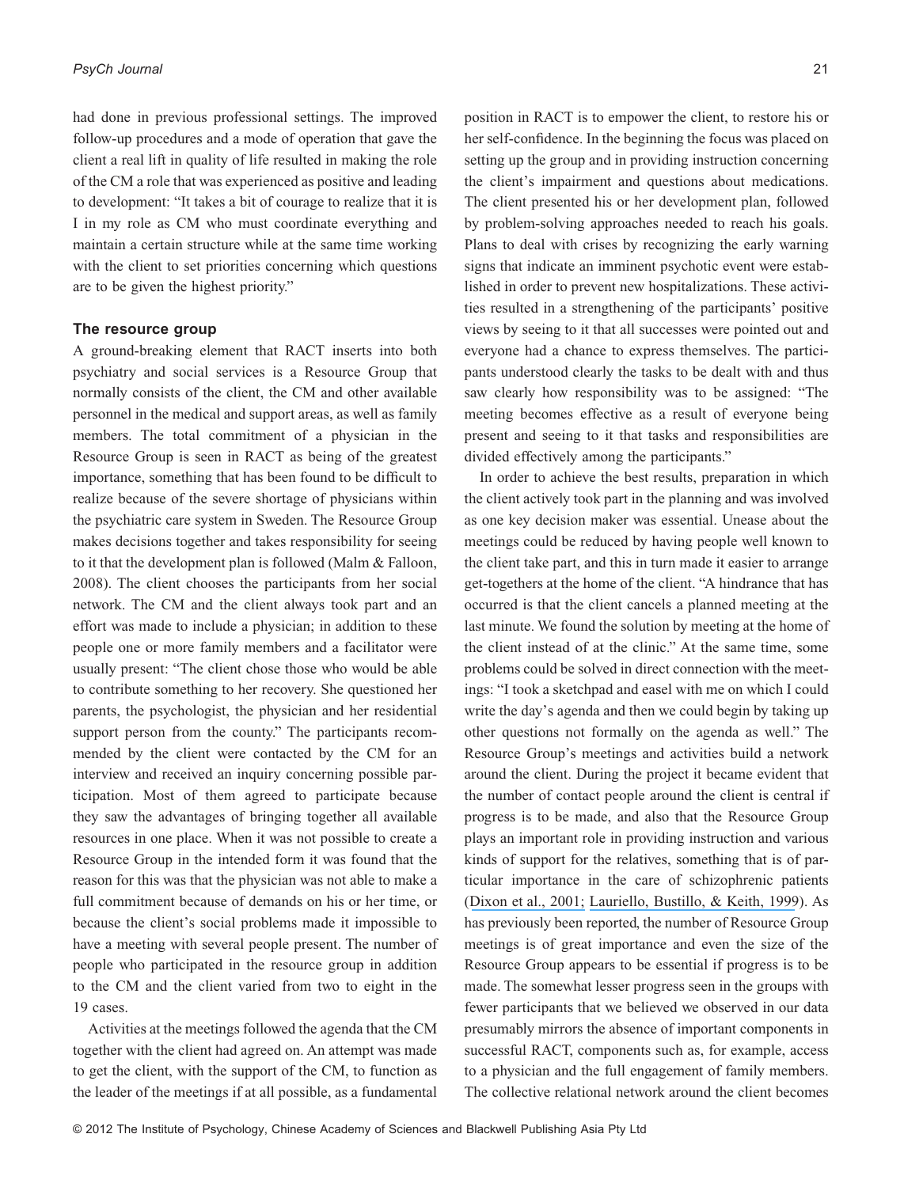had done in previous professional settings. The improved follow-up procedures and a mode of operation that gave the client a real lift in quality of life resulted in making the role of the CM a role that was experienced as positive and leading to development: "It takes a bit of courage to realize that it is I in my role as CM who must coordinate everything and maintain a certain structure while at the same time working with the client to set priorities concerning which questions are to be given the highest priority."

### The resource group

A ground-breaking element that RACT inserts into both psychiatry and social services is a Resource Group that normally consists of the client, the CM and other available personnel in the medical and support areas, as well as family members. The total commitment of a physician in the Resource Group is seen in RACT as being of the greatest importance, something that has been found to be difficult to realize because of the severe shortage of physicians within the psychiatric care system in Sweden. The Resource Group makes decisions together and takes responsibility for seeing to it that the development plan is followed (Malm & Falloon, 2008). The client chooses the participants from her social network. The CM and the client always took part and an effort was made to include a physician; in addition to these people one or more family members and a facilitator were usually present: "The client chose those who would be able to contribute something to her recovery. She questioned her parents, the psychologist, the physician and her residential support person from the county." The participants recommended by the client were contacted by the CM for an interview and received an inquiry concerning possible participation. Most of them agreed to participate because they saw the advantages of bringing together all available resources in one place. When it was not possible to create a Resource Group in the intended form it was found that the reason for this was that the physician was not able to make a full commitment because of demands on his or her time, or because the client's social problems made it impossible to have a meeting with several people present. The number of people who participated in the resource group in addition to the CM and the client varied from two to eight in the 19 cases.

Activities at the meetings followed the agenda that the CM together with the client had agreed on. An attempt was made to get the client, with the support of the CM, to function as the leader of the meetings if at all possible, as a fundamental position in RACT is to empower the client, to restore his or her self-confidence. In the beginning the focus was placed on setting up the group and in providing instruction concerning the client's impairment and questions about medications. The client presented his or her development plan, followed by problem-solving approaches needed to reach his goals. Plans to deal with crises by recognizing the early warning signs that indicate an imminent psychotic event were established in order to prevent new hospitalizations. These activities resulted in a strengthening of the participants' positive views by seeing to it that all successes were pointed out and everyone had a chance to express themselves. The participants understood clearly the tasks to be dealt with and thus saw clearly how responsibility was to be assigned: "The meeting becomes effective as a result of everyone being present and seeing to it that tasks and responsibilities are divided effectively among the participants."

In order to achieve the best results, preparation in which the client actively took part in the planning and was involved as one key decision maker was essential. Unease about the meetings could be reduced by having people well known to the client take part, and this in turn made it easier to arrange get-togethers at the home of the client. "A hindrance that has occurred is that the client cancels a planned meeting at the last minute. We found the solution by meeting at the home of the client instead of at the clinic." At the same time, some problems could be solved in direct connection with the meetings: "I took a sketchpad and easel with me on which I could write the day's agenda and then we could begin by taking up other questions not formally on the agenda as well." The Resource Group's meetings and activities build a network around the client. During the project it became evident that the number of contact people around the client is central if progress is to be made, and also that the Resource Group plays an important role in providing instruction and various kinds of support for the relatives, something that is of particular importance in the care of schizophrenic patients (Dixon et al., 2001; Lauriello, Bustillo, & Keith, 1999). As has previously been reported, the number of Resource Group meetings is of great importance and even the size of the Resource Group appears to be essential if progress is to be made. The somewhat lesser progress seen in the groups with fewer participants that we believed we observed in our data presumably mirrors the absence of important components in successful RACT, components such as, for example, access to a physician and the full engagement of family members. The collective relational network around the client becomes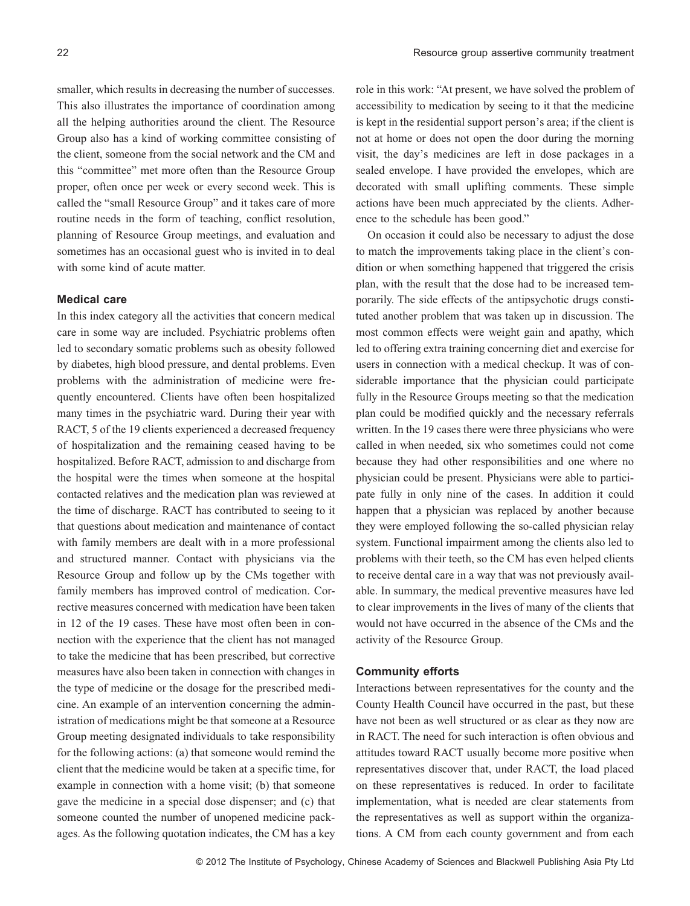smaller, which results in decreasing the number of successes. This also illustrates the importance of coordination among all the helping authorities around the client. The Resource Group also has a kind of working committee consisting of the client, someone from the social network and the CM and this "committee" met more often than the Resource Group proper, often once per week or every second week. This is called the "small Resource Group" and it takes care of more routine needs in the form of teaching, conflict resolution, planning of Resource Group meetings, and evaluation and sometimes has an occasional guest who is invited in to deal with some kind of acute matter.

### Medical care

In this index category all the activities that concern medical care in some way are included. Psychiatric problems often led to secondary somatic problems such as obesity followed by diabetes, high blood pressure, and dental problems. Even problems with the administration of medicine were frequently encountered. Clients have often been hospitalized many times in the psychiatric ward. During their year with RACT, 5 of the 19 clients experienced a decreased frequency of hospitalization and the remaining ceased having to be hospitalized. Before RACT, admission to and discharge from the hospital were the times when someone at the hospital contacted relatives and the medication plan was reviewed at the time of discharge. RACT has contributed to seeing to it that questions about medication and maintenance of contact with family members are dealt with in a more professional and structured manner. Contact with physicians via the Resource Group and follow up by the CMs together with family members has improved control of medication. Corrective measures concerned with medication have been taken in 12 of the 19 cases. These have most often been in connection with the experience that the client has not managed to take the medicine that has been prescribed, but corrective measures have also been taken in connection with changes in the type of medicine or the dosage for the prescribed medicine. An example of an intervention concerning the administration of medications might be that someone at a Resource Group meeting designated individuals to take responsibility for the following actions: (a) that someone would remind the client that the medicine would be taken at a specific time, for example in connection with a home visit; (b) that someone gave the medicine in a special dose dispenser; and (c) that someone counted the number of unopened medicine packages. As the following quotation indicates, the CM has a key role in this work: "At present, we have solved the problem of accessibility to medication by seeing to it that the medicine is kept in the residential support person's area; if the client is not at home or does not open the door during the morning visit, the day's medicines are left in dose packages in a sealed envelope. I have provided the envelopes, which are decorated with small uplifting comments. These simple actions have been much appreciated by the clients. Adherence to the schedule has been good."

On occasion it could also be necessary to adjust the dose to match the improvements taking place in the client's condition or when something happened that triggered the crisis plan, with the result that the dose had to be increased temporarily. The side effects of the antipsychotic drugs constituted another problem that was taken up in discussion. The most common effects were weight gain and apathy, which led to offering extra training concerning diet and exercise for users in connection with a medical checkup. It was of considerable importance that the physician could participate fully in the Resource Groups meeting so that the medication plan could be modified quickly and the necessary referrals written. In the 19 cases there were three physicians who were called in when needed, six who sometimes could not come because they had other responsibilities and one where no physician could be present. Physicians were able to participate fully in only nine of the cases. In addition it could happen that a physician was replaced by another because they were employed following the so-called physician relay system. Functional impairment among the clients also led to problems with their teeth, so the CM has even helped clients to receive dental care in a way that was not previously available. In summary, the medical preventive measures have led to clear improvements in the lives of many of the clients that would not have occurred in the absence of the CMs and the activity of the Resource Group.

### Community efforts

Interactions between representatives for the county and the County Health Council have occurred in the past, but these have not been as well structured or as clear as they now are in RACT. The need for such interaction is often obvious and attitudes toward RACT usually become more positive when representatives discover that, under RACT, the load placed on these representatives is reduced. In order to facilitate implementation, what is needed are clear statements from the representatives as well as support within the organizations. A CM from each county government and from each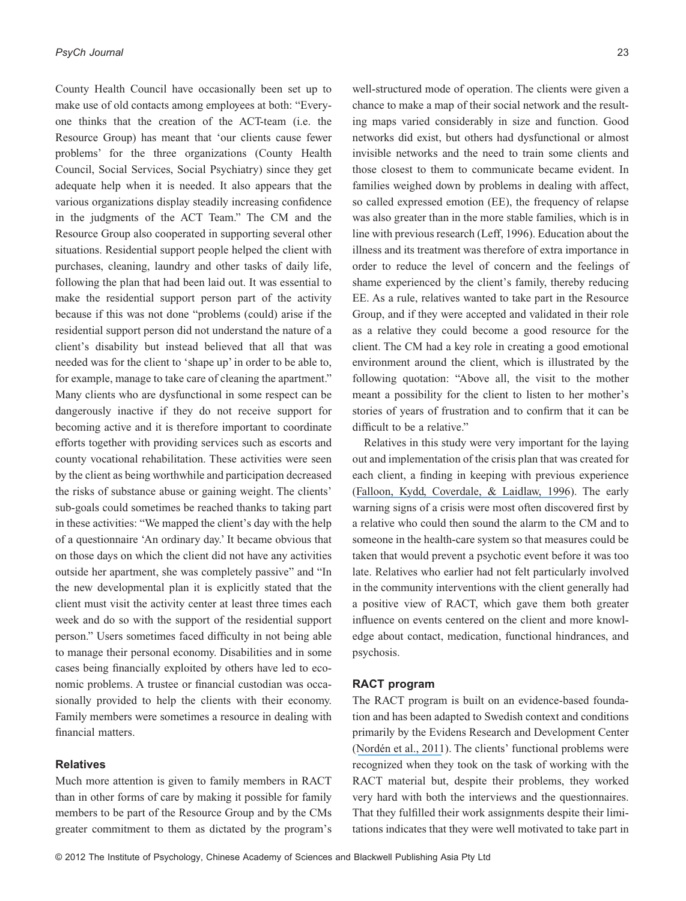County Health Council have occasionally been set up to make use of old contacts among employees at both: "Everyone thinks that the creation of the ACT-team (i.e. the Resource Group) has meant that 'our clients cause fewer problems' for the three organizations (County Health Council, Social Services, Social Psychiatry) since they get adequate help when it is needed. It also appears that the various organizations display steadily increasing confidence in the judgments of the ACT Team." The CM and the Resource Group also cooperated in supporting several other situations. Residential support people helped the client with purchases, cleaning, laundry and other tasks of daily life, following the plan that had been laid out. It was essential to make the residential support person part of the activity because if this was not done "problems (could) arise if the residential support person did not understand the nature of a client's disability but instead believed that all that was needed was for the client to 'shape up' in order to be able to, for example, manage to take care of cleaning the apartment." Many clients who are dysfunctional in some respect can be dangerously inactive if they do not receive support for becoming active and it is therefore important to coordinate efforts together with providing services such as escorts and county vocational rehabilitation. These activities were seen by the client as being worthwhile and participation decreased the risks of substance abuse or gaining weight. The clients' sub-goals could sometimes be reached thanks to taking part in these activities: "We mapped the client's day with the help of a questionnaire 'An ordinary day.' It became obvious that on those days on which the client did not have any activities outside her apartment, she was completely passive" and "In the new developmental plan it is explicitly stated that the client must visit the activity center at least three times each week and do so with the support of the residential support person." Users sometimes faced difficulty in not being able to manage their personal economy. Disabilities and in some cases being financially exploited by others have led to economic problems. A trustee or financial custodian was occasionally provided to help the clients with their economy. Family members were sometimes a resource in dealing with financial matters.

### Relatives

Much more attention is given to family members in RACT than in other forms of care by making it possible for family members to be part of the Resource Group and by the CMs greater commitment to them as dictated by the program's well-structured mode of operation. The clients were given a chance to make a map of their social network and the resulting maps varied considerably in size and function. Good networks did exist, but others had dysfunctional or almost invisible networks and the need to train some clients and those closest to them to communicate became evident. In families weighed down by problems in dealing with affect, so called expressed emotion (EE), the frequency of relapse was also greater than in the more stable families, which is in line with previous research (Leff, 1996). Education about the illness and its treatment was therefore of extra importance in order to reduce the level of concern and the feelings of shame experienced by the client's family, thereby reducing EE. As a rule, relatives wanted to take part in the Resource Group, and if they were accepted and validated in their role as a relative they could become a good resource for the client. The CM had a key role in creating a good emotional environment around the client, which is illustrated by the following quotation: "Above all, the visit to the mother meant a possibility for the client to listen to her mother's stories of years of frustration and to confirm that it can be difficult to be a relative."

Relatives in this study were very important for the laying out and implementation of the crisis plan that was created for each client, a finding in keeping with previous experience (Falloon, Kydd, Coverdale, & Laidlaw, 1996). The early warning signs of a crisis were most often discovered first by a relative who could then sound the alarm to the CM and to someone in the health-care system so that measures could be taken that would prevent a psychotic event before it was too late. Relatives who earlier had not felt particularly involved in the community interventions with the client generally had a positive view of RACT, which gave them both greater influence on events centered on the client and more knowledge about contact, medication, functional hindrances, and psychosis.

### RACT program

The RACT program is built on an evidence-based foundation and has been adapted to Swedish context and conditions primarily by the Evidens Research and Development Center (Nordén et al., 2011). The clients' functional problems were recognized when they took on the task of working with the RACT material but, despite their problems, they worked very hard with both the interviews and the questionnaires. That they fulfilled their work assignments despite their limitations indicates that they were well motivated to take part in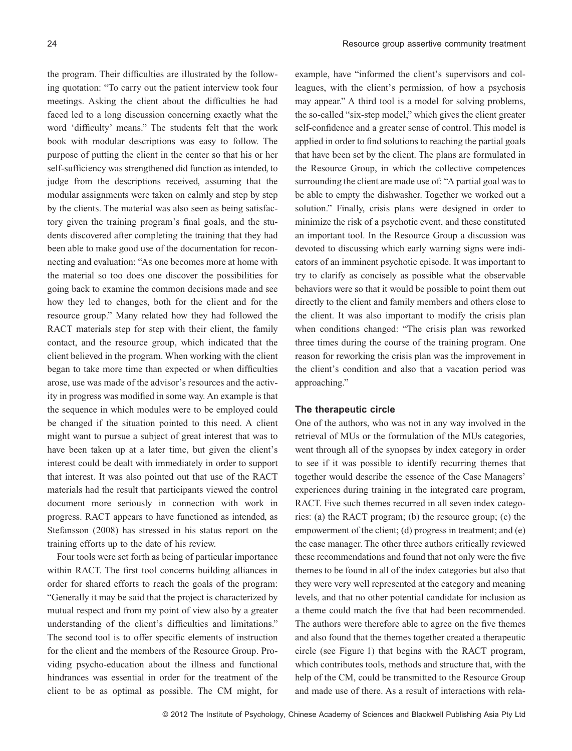the program. Their difficulties are illustrated by the following quotation: "To carry out the patient interview took four meetings. Asking the client about the difficulties he had faced led to a long discussion concerning exactly what the word 'difficulty' means." The students felt that the work book with modular descriptions was easy to follow. The purpose of putting the client in the center so that his or her self-sufficiency was strengthened did function as intended, to judge from the descriptions received, assuming that the modular assignments were taken on calmly and step by step by the clients. The material was also seen as being satisfactory given the training program's final goals, and the students discovered after completing the training that they had been able to make good use of the documentation for reconnecting and evaluation: "As one becomes more at home with the material so too does one discover the possibilities for going back to examine the common decisions made and see how they led to changes, both for the client and for the resource group." Many related how they had followed the RACT materials step for step with their client, the family contact, and the resource group, which indicated that the client believed in the program. When working with the client began to take more time than expected or when difficulties arose, use was made of the advisor's resources and the activity in progress was modified in some way. An example is that the sequence in which modules were to be employed could be changed if the situation pointed to this need. A client might want to pursue a subject of great interest that was to have been taken up at a later time, but given the client's interest could be dealt with immediately in order to support that interest. It was also pointed out that use of the RACT materials had the result that participants viewed the control document more seriously in connection with work in progress. RACT appears to have functioned as intended, as Stefansson (2008) has stressed in his status report on the training efforts up to the date of his review.

Four tools were set forth as being of particular importance within RACT. The first tool concerns building alliances in order for shared efforts to reach the goals of the program: "Generally it may be said that the project is characterized by mutual respect and from my point of view also by a greater understanding of the client's difficulties and limitations." The second tool is to offer specific elements of instruction for the client and the members of the Resource Group. Providing psycho-education about the illness and functional hindrances was essential in order for the treatment of the client to be as optimal as possible. The CM might, for example, have "informed the client's supervisors and colleagues, with the client's permission, of how a psychosis may appear." A third tool is a model for solving problems, the so-called "six-step model," which gives the client greater self-confidence and a greater sense of control. This model is applied in order to find solutions to reaching the partial goals that have been set by the client. The plans are formulated in the Resource Group, in which the collective competences surrounding the client are made use of: "A partial goal was to be able to empty the dishwasher. Together we worked out a solution." Finally, crisis plans were designed in order to minimize the risk of a psychotic event, and these constituted an important tool. In the Resource Group a discussion was devoted to discussing which early warning signs were indicators of an imminent psychotic episode. It was important to try to clarify as concisely as possible what the observable behaviors were so that it would be possible to point them out directly to the client and family members and others close to the client. It was also important to modify the crisis plan when conditions changed: "The crisis plan was reworked three times during the course of the training program. One reason for reworking the crisis plan was the improvement in the client's condition and also that a vacation period was approaching."

### The therapeutic circle

One of the authors, who was not in any way involved in the retrieval of MUs or the formulation of the MUs categories, went through all of the synopses by index category in order to see if it was possible to identify recurring themes that together would describe the essence of the Case Managers' experiences during training in the integrated care program, RACT. Five such themes recurred in all seven index categories: (a) the RACT program; (b) the resource group; (c) the empowerment of the client; (d) progress in treatment; and (e) the case manager. The other three authors critically reviewed these recommendations and found that not only were the five themes to be found in all of the index categories but also that they were very well represented at the category and meaning levels, and that no other potential candidate for inclusion as a theme could match the five that had been recommended. The authors were therefore able to agree on the five themes and also found that the themes together created a therapeutic circle (see Figure 1) that begins with the RACT program, which contributes tools, methods and structure that, with the help of the CM, could be transmitted to the Resource Group and made use of there. As a result of interactions with rela-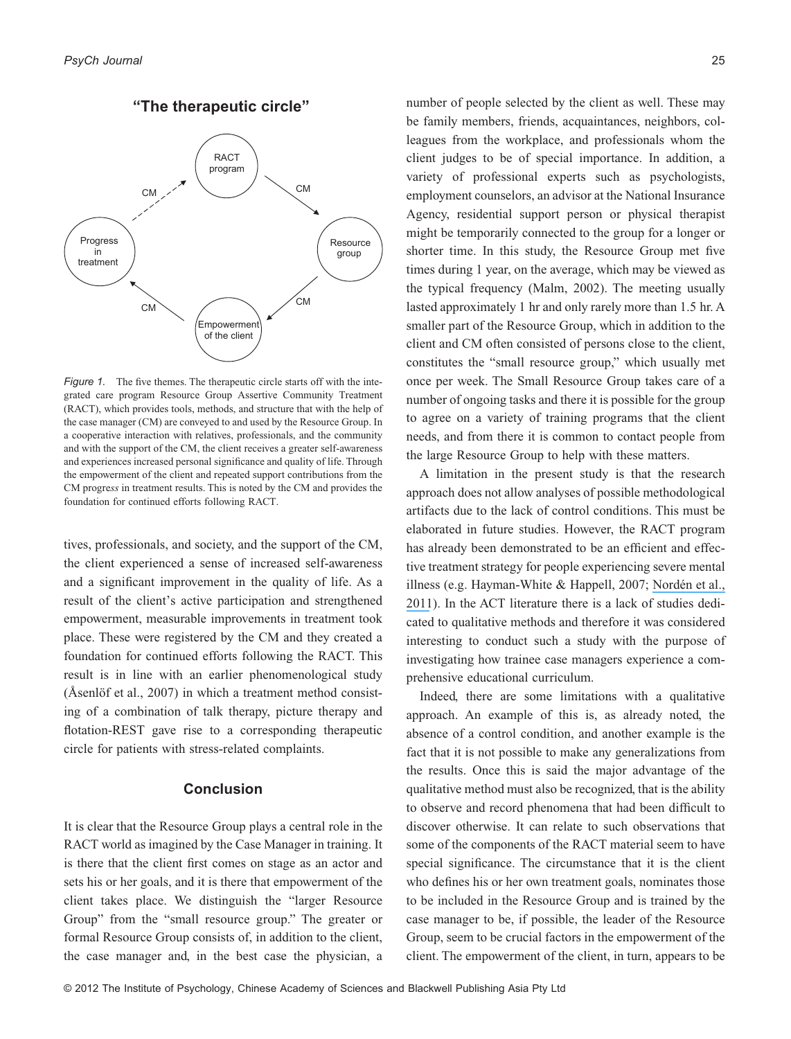**"The therapeutic circle"**

*Figure 1.* The five themes. The therapeutic circle starts off with the integrated care program Resource Group Assertive Community Treatment (RACT), which provides tools, methods, and structure that with the help of the case manager (CM) are conveyed to and used by the Resource Group. In a cooperative interaction with relatives, professionals, and the community and with the support of the CM, the client receives a greater self-awareness and experiences increased personal significance and quality of life. Through the empowerment of the client and repeated support contributions from the CM progre*ss* in treatment results. This is noted by the CM and provides the foundation for continued efforts following RACT.

tives, professionals, and society, and the support of the CM, the client experienced a sense of increased self-awareness and a significant improvement in the quality of life. As a result of the client's active participation and strengthened empowerment, measurable improvements in treatment took place. These were registered by the CM and they created a foundation for continued efforts following the RACT. This result is in line with an earlier phenomenological study (Åsenlöf et al., 2007) in which a treatment method consisting of a combination of talk therapy, picture therapy and flotation-REST gave rise to a corresponding therapeutic circle for patients with stress-related complaints.

## Conclusion

It is clear that the Resource Group plays a central role in the RACT world as imagined by the Case Manager in training. It is there that the client first comes on stage as an actor and sets his or her goals, and it is there that empowerment of the client takes place. We distinguish the "larger Resource Group" from the "small resource group." The greater or formal Resource Group consists of, in addition to the client, the case manager and, in the best case the physician, a number of people selected by the client as well. These may be family members, friends, acquaintances, neighbors, colleagues from the workplace, and professionals whom the client judges to be of special importance. In addition, a variety of professional experts such as psychologists, employment counselors, an advisor at the National Insurance Agency, residential support person or physical therapist might be temporarily connected to the group for a longer or shorter time. In this study, the Resource Group met five times during 1 year, on the average, which may be viewed as the typical frequency (Malm, 2002). The meeting usually lasted approximately 1 hr and only rarely more than 1.5 hr. A smaller part of the Resource Group, which in addition to the client and CM often consisted of persons close to the client, constitutes the "small resource group," which usually met once per week. The Small Resource Group takes care of a number of ongoing tasks and there it is possible for the group to agree on a variety of training programs that the client needs, and from there it is common to contact people from the large Resource Group to help with these matters.

A limitation in the present study is that the research approach does not allow analyses of possible methodological artifacts due to the lack of control conditions. This must be elaborated in future studies. However, the RACT program has already been demonstrated to be an efficient and effective treatment strategy for people experiencing severe mental illness (e.g. Hayman-White & Happell, 2007; Nordén et al., 2011). In the ACT literature there is a lack of studies dedicated to qualitative methods and therefore it was considered interesting to conduct such a study with the purpose of investigating how trainee case managers experience a comprehensive educational curriculum.

Indeed, there are some limitations with a qualitative approach. An example of this is, as already noted, the absence of a control condition, and another example is the fact that it is not possible to make any generalizations from the results. Once this is said the major advantage of the qualitative method must also be recognized, that is the ability to observe and record phenomena that had been difficult to discover otherwise. It can relate to such observations that some of the components of the RACT material seem to have special significance. The circumstance that it is the client who defines his or her own treatment goals, nominates those to be included in the Resource Group and is trained by the case manager to be, if possible, the leader of the Resource Group, seem to be crucial factors in the empowerment of the client. The empowerment of the client, in turn, appears to be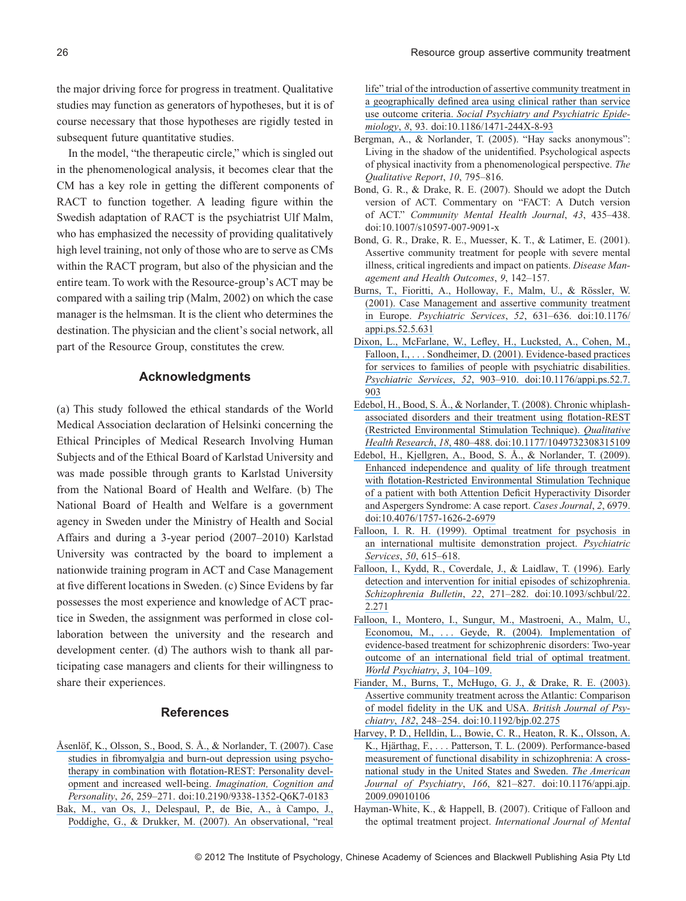the major driving force for progress in treatment. Qualitative studies may function as generators of hypotheses, but it is of course necessary that those hypotheses are rigidly tested in subsequent future quantitative studies.

In the model, "the therapeutic circle," which is singled out in the phenomenological analysis, it becomes clear that the CM has a key role in getting the different components of RACT to function together. A leading figure within the Swedish adaptation of RACT is the psychiatrist Ulf Malm, who has emphasized the necessity of providing qualitatively high level training, not only of those who are to serve as CMs within the RACT program, but also of the physician and the entire team. To work with the Resource-group's ACT may be compared with a sailing trip (Malm, 2002) on which the case manager is the helmsman. It is the client who determines the destination. The physician and the client's social network, all part of the Resource Group, constitutes the crew.

## Acknowledgments

(a) This study followed the ethical standards of the World Medical Association declaration of Helsinki concerning the Ethical Principles of Medical Research Involving Human Subjects and of the Ethical Board of Karlstad University and was made possible through grants to Karlstad University from the National Board of Health and Welfare. (b) The National Board of Health and Welfare is a government agency in Sweden under the Ministry of Health and Social Affairs and during a 3-year period (2007–2010) Karlstad University was contracted by the board to implement a nationwide training program in ACT and Case Management at five different locations in Sweden. (c) Since Evidens by far possesses the most experience and knowledge of ACT practice in Sweden, the assignment was performed in close collaboration between the university and the research and development center. (d) The authors wish to thank all participating case managers and clients for their willingness to share their experiences.

## References

Åsenlöf, K., Olsson, S., Bood, S. Å., & Norlander, T. (2007). Case studies in fibromyalgia and burn-out depression using psychotherapy in combination with flotation-REST: Personality development and increased well-being. *Imagination, Cognition and Personality*, *26*, 259–271. doi:10.2190/9338-1352-Q6K7-0183

Bak, M., van Os, J., Delespaul, P., de Bie, A., à Campo, J., Poddighe, G., & Drukker, M. (2007). An observational, "real life" trial of the introduction of assertive community treatment in a geographically defined area using clinical rather than service use outcome criteria. *Social Psychiatry and Psychiatric Epidemiology*, *8*, 93. doi:10.1186/1471-244X-8-93

Bergman, A., & Norlander, T. (2005). "Hay sacks anonymous": Living in the shadow of the unidentified. Psychological aspects of physical inactivity from a phenomenological perspective. *The Qualitative Report*, *10*, 795–816.

Bond, G. R., & Drake, R. E. (2007). Should we adopt the Dutch version of ACT. Commentary on "FACT: A Dutch version of ACT." *Community Mental Health Journal*, *43*, 435–438. doi:10.1007/s10597-007-9091-x

Bond, G. R., Drake, R. E., Muesser, K. T., & Latimer, E. (2001). Assertive community treatment for people with severe mental illness, critical ingredients and impact on patients. *Disease Management and Health Outcomes*, *9*, 142–157.

Burns, T., Fioritti, A., Holloway, F., Malm, U., & Rössler, W. (2001). Case Management and assertive community treatment in Europe. *Psychiatric Services*, *52*, 631–636. doi:10.1176/appi.ps.52.5.631

Dixon, L., McFarlane, W., Lefley, H., Lucksted, A., Cohen, M., Falloon, I., . . . Sondheimer, D. (2001). Evidence-based practices for services to families of people with psychiatric disabilities. *Psychiatric Services*, *52*, 903–910. doi:10.1176/appi.ps.52.7.903

Edebol, H., Bood, S. Å., & Norlander, T. (2008). Chronic whiplash-associated disorders and their treatment using flotation-REST (Restricted Environmental Stimulation Technique). *Qualitative Health Research*, *18*, 480–488. doi:10.1177/1049732308315109

Edebol, H., Kjellgren, A., Bood, S. Å., & Norlander, T. (2009). Enhanced independence and quality of life through treatment with flotation-Restricted Environmental Stimulation Technique of a patient with both Attention Deficit Hyperactivity Disorder and Aspergers Syndrome: A case report. *Cases Journal*, *2*, 6979. doi:10.4076/1757-1626-2-6979

Falloon, I. R. H. (1999). Optimal treatment for psychosis in an international multisite demonstration project. *Psychiatric Services*, *50*, 615–618.

Falloon, I., Kydd, R., Coverdale, J., & Laidlaw, T. (1996). Early detection and intervention for initial episodes of schizophrenia. *Schizophrenia Bulletin*, *22*, 271–282. doi:10.1093/schbul/22.2.271

Falloon, I., Montero, I., Sungur, M., Mastroeni, A., Malm, U., Economou, M., . . . Geyde, R. (2004). Implementation of evidence-based treatment for schizophrenic disorders: Two-year outcome of an international field trial of optimal treatment. *World Psychiatry*, *3*, 104–109.

Fiander, M., Burns, T., McHugo, G. J., & Drake, R. E. (2003). Assertive community treatment across the Atlantic: Comparison of model fidelity in the UK and USA. *British Journal of Psychiatry*, *182*, 248–254. doi:10.1192/bjp.02.275

Harvey, P. D., Helldin, L., Bowie, C. R., Heaton, R. K., Olsson, A. K., Hjärthag, F., . . . Patterson, T. L. (2009). Performance-based measurement of functional disability in schizophrenia: A cross-national study in the United States and Sweden. *The American Journal of Psychiatry*, *166*, 821–827. doi:10.1176/appi.ajp.2009.09010106

Hayman-White, K., & Happell, B. (2007). Critique of Falloon and the optimal treatment project. *International Journal of Mental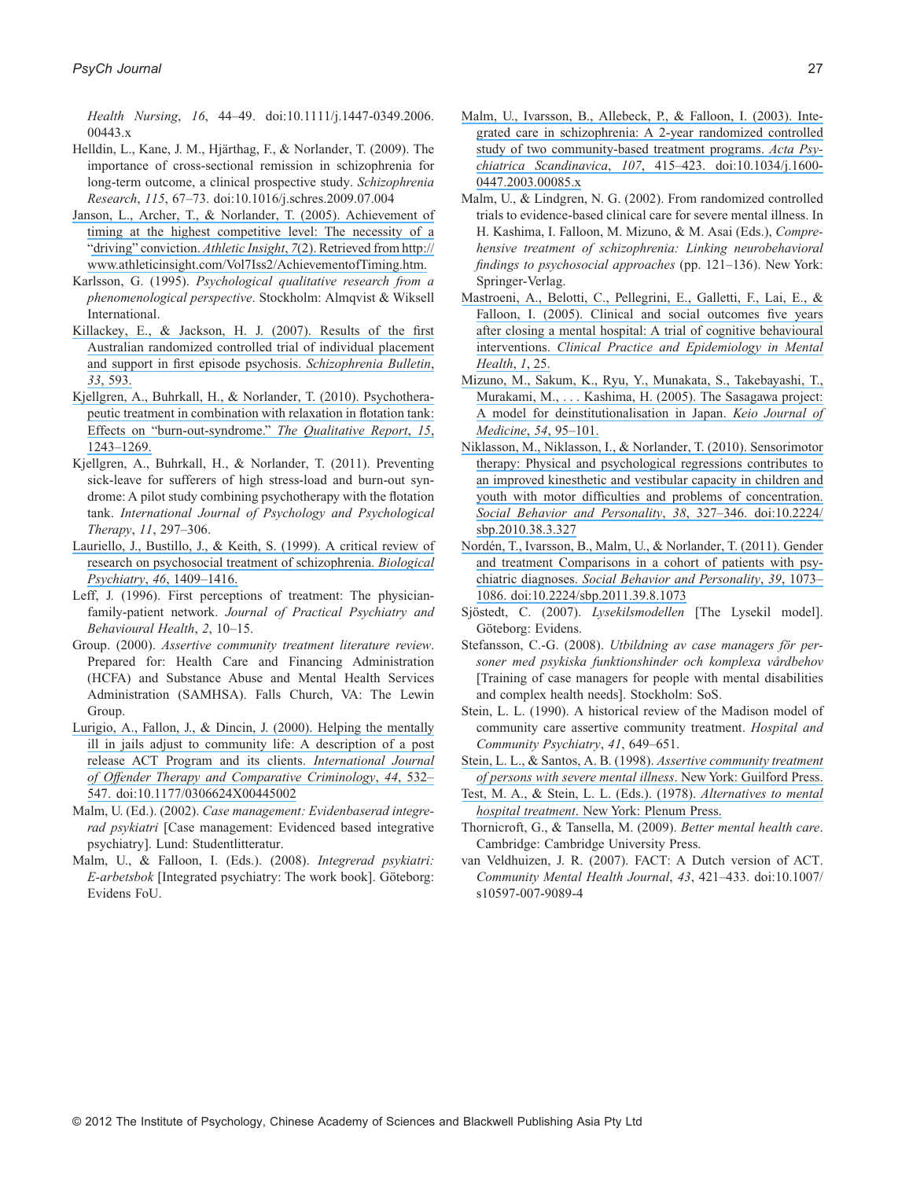*Health Nursing*, *16*, 44–49. doi:10.1111/j.1447-0349.2006.00443.x

Helldin, L., Kane, J. M., Hjärthag, F., & Norlander, T. (2009). The importance of cross-sectional remission in schizophrenia for long-term outcome, a clinical prospective study. *Schizophrenia Research*, *115*, 67–73. doi:10.1016/j.schres.2009.07.004

Janson, L., Archer, T., & Norlander, T. (2005). Achievement of timing at the highest competitive level: The necessity of a "driving" conviction. *Athletic Insight*, *7*(2). Retrieved from http://www.athleticinsight.com/Vol7Iss2/AchievementofTiming.htm.

Karlsson, G. (1995). *Psychological qualitative research from a phenomenological perspective*. Stockholm: Almqvist & Wiksell International.

Killackey, E., & Jackson, H. J. (2007). Results of the first Australian randomized controlled trial of individual placement and support in first episode psychosis. *Schizophrenia Bulletin*, *33*, 593.

Kjellgren, A., Buhrkall, H., & Norlander, T. (2010). Psychotherapeutic treatment in combination with relaxation in flotation tank: Effects on "burn-out-syndrome." *The Qualitative Report*, *15*, 1243–1269.

Kjellgren, A., Buhrkall, H., & Norlander, T. (2011). Preventing sick-leave for sufferers of high stress-load and burn-out syndrome: A pilot study combining psychotherapy with the flotation tank. *International Journal of Psychology and Psychological Therapy*, *11*, 297–306.

Lauriello, J., Bustillo, J., & Keith, S. (1999). A critical review of research on psychosocial treatment of schizophrenia. *Biological Psychiatry*, *46*, 1409–1416.

Leff, J. (1996). First perceptions of treatment: The physician-family-patient network. *Journal of Practical Psychiatry and Behavioural Health*, *2*, 10–15.

Group. (2000). *Assertive community treatment literature review*. Prepared for: Health Care and Financing Administration (HCFA) and Substance Abuse and Mental Health Services Administration (SAMHSA). Falls Church, VA: The Lewin Group.

Lurigio, A., Fallon, J., & Dincin, J. (2000). Helping the mentally ill in jails adjust to community life: A description of a post release ACT Program and its clients. *International Journal of Offender Therapy and Comparative Criminology*, *44*, 532–547. doi:10.1177/0306624X00445002

Malm, U. (Ed.). (2002). *Case management: Evidenbaserad integrerad psykiatri* [Case management: Evidenced based integrative psychiatry]. Lund: Studentlitteratur.

Malm, U., & Falloon, I. (Eds.). (2008). *Integrerad psykiatri: E-arbetsbok* [Integrated psychiatry: The work book]. Göteborg: Evidens FoU.

Malm, U., Ivarsson, B., Allebeck, P., & Falloon, I. (2003). Integrated care in schizophrenia: A 2-year randomized controlled study of two community-based treatment programs. *Acta Psychiatrica Scandinavica*, *107*, 415–423. doi:10.1034/j.1600-0447.2003.00085.x

Malm, U., & Lindgren, N. G. (2002). From randomized controlled trials to evidence-based clinical care for severe mental illness. In H. Kashima, I. Falloon, M. Mizuno, & M. Asai (Eds.), *Comprehensive treatment of schizophrenia: Linking neurobehavioral findings to psychosocial approaches* (pp. 121–136). New York: Springer-Verlag.

Mastroeni, A., Belotti, C., Pellegrini, E., Galletti, F., Lai, E., & Falloon, I. (2005). Clinical and social outcomes five years after closing a mental hospital: A trial of cognitive behavioural interventions. *Clinical Practice and Epidemiology in Mental Health*, *1*, 25.

Mizuno, M., Sakum, K., Ryu, Y., Munakata, S., Takebayashi, T., Murakami, M., . . . Kashima, H. (2005). The Sasagawa project: A model for deinstitutionalisation in Japan. *Keio Journal of Medicine*, *54*, 95–101.

Niklasson, M., Niklasson, I., & Norlander, T. (2010). Sensorimotor therapy: Physical and psychological regressions contributes to an improved kinesthetic and vestibular capacity in children and youth with motor difficulties and problems of concentration. *Social Behavior and Personality*, *38*, 327–346. doi:10.2224/sbp.2010.38.3.327

Nordén, T., Ivarsson, B., Malm, U., & Norlander, T. (2011). Gender and treatment Comparisons in a cohort of patients with psychiatric diagnoses. *Social Behavior and Personality*, *39*, 1073–1086. doi:10.2224/sbp.2011.39.8.1073

Sjöstedt, C. (2007). *Lysekilsmodellen* [The Lysekil model]. Göteborg: Evidens.

Stefansson, C.-G. (2008). *Utbildning av case managers för personer med psykiska funktionshinder och komplexa vårdbehov* [Training of case managers for people with mental disabilities and complex health needs]. Stockholm: SoS.

Stein, L. L. (1990). A historical review of the Madison model of community care assertive community treatment. *Hospital and Community Psychiatry*, *41*, 649–651.

Stein, L. L., & Santos, A. B. (1998). *Assertive community treatment of persons with severe mental illness*. New York: Guilford Press.

Test, M. A., & Stein, L. L. (Eds.). (1978). *Alternatives to mental hospital treatment*. New York: Plenum Press.

Thornicroft, G., & Tansella, M. (2009). *Better mental health care*. Cambridge: Cambridge University Press.

van Veldhuizen, J. R. (2007). FACT: A Dutch version of ACT. *Community Mental Health Journal*, *43*, 421–433. doi:10.1007/s10597-007-9089-4